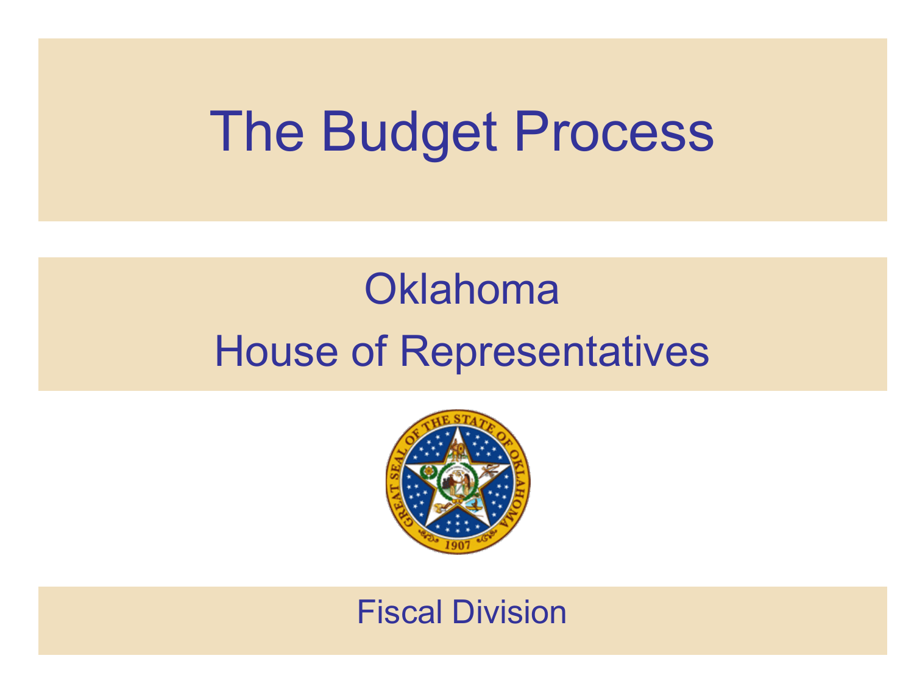# The Budget Process

## Oklahoma
## House of Representatives

Fiscal Division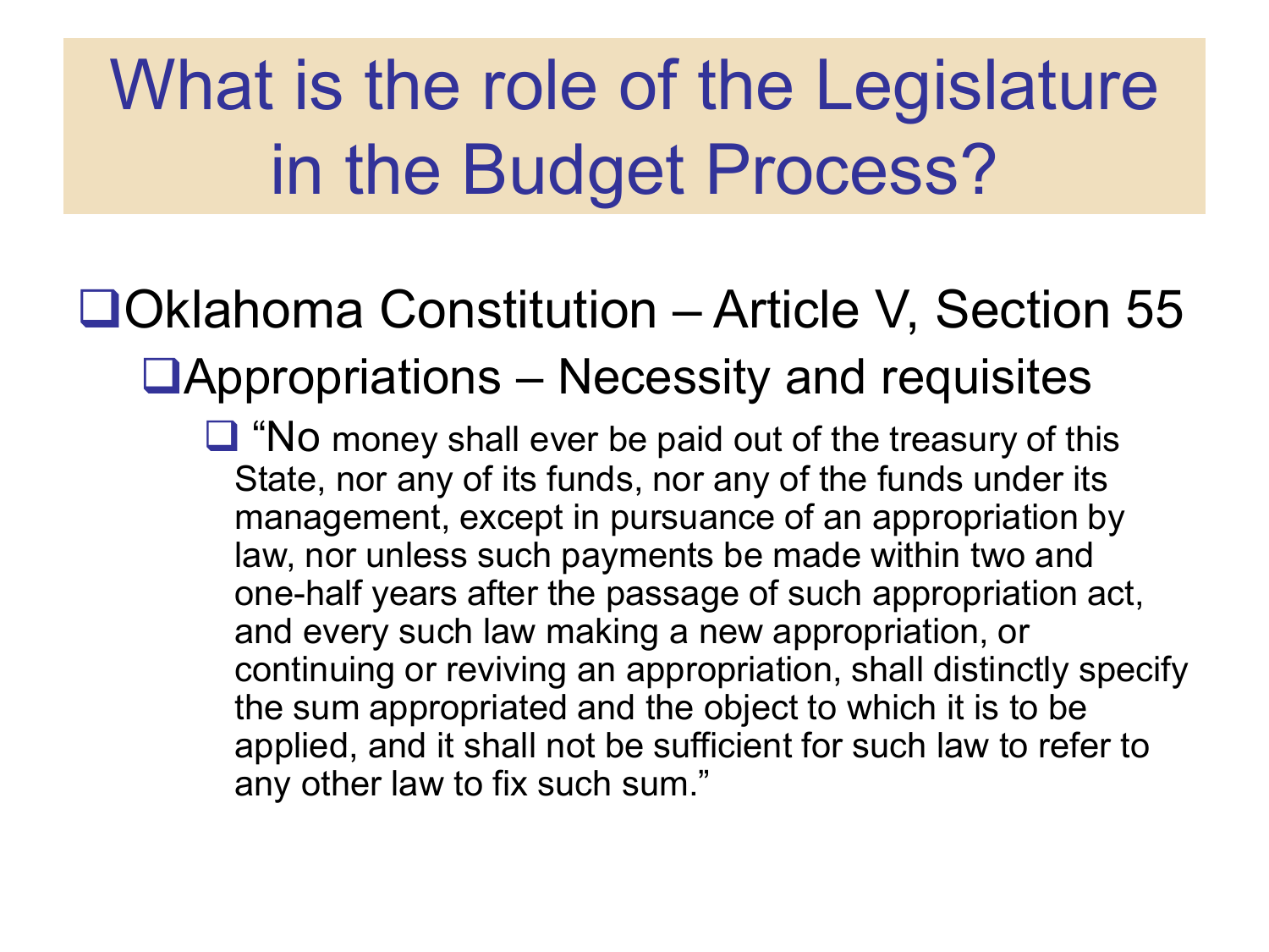# What is the role of the Legislature in the Budget Process?

- Oklahoma Constitution – Article V, Section 55
  - Appropriations – Necessity and requisites
    - "No money shall ever be paid out of the treasury of this State, nor any of its funds, nor any of the funds under its management, except in pursuance of an appropriation by law, nor unless such payments be made within two and one-half years after the passage of such appropriation act, and every such law making a new appropriation, or continuing or reviving an appropriation, shall distinctly specify the sum appropriated and the object to which it is to be applied, and it shall not be sufficient for such law to refer to any other law to fix such sum."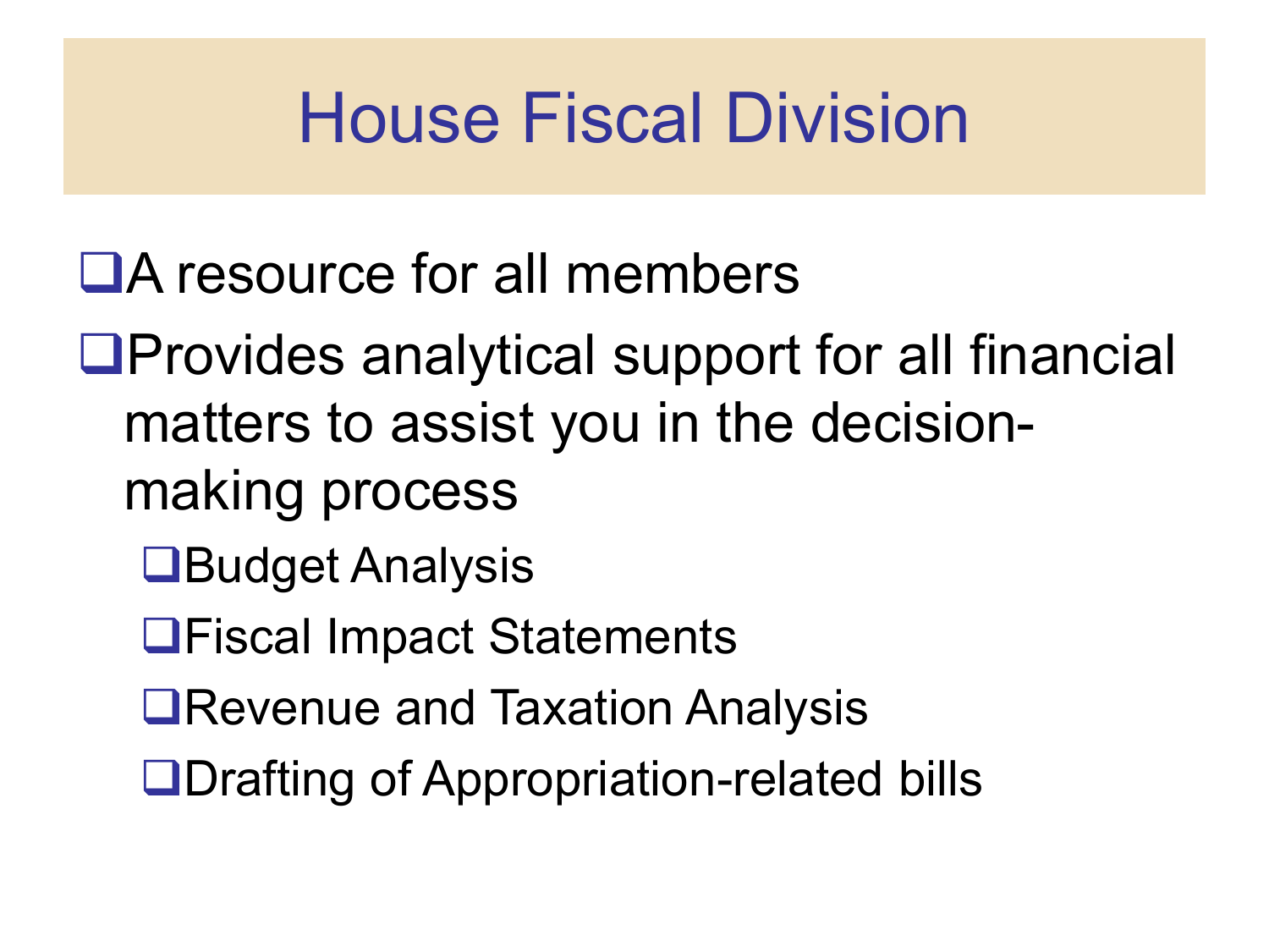# House Fiscal Division

- A resource for all members
- Provides analytical support for all financial matters to assist you in the decision-making process
  - Budget Analysis
  - Fiscal Impact Statements
  - Revenue and Taxation Analysis
  - Drafting of Appropriation-related bills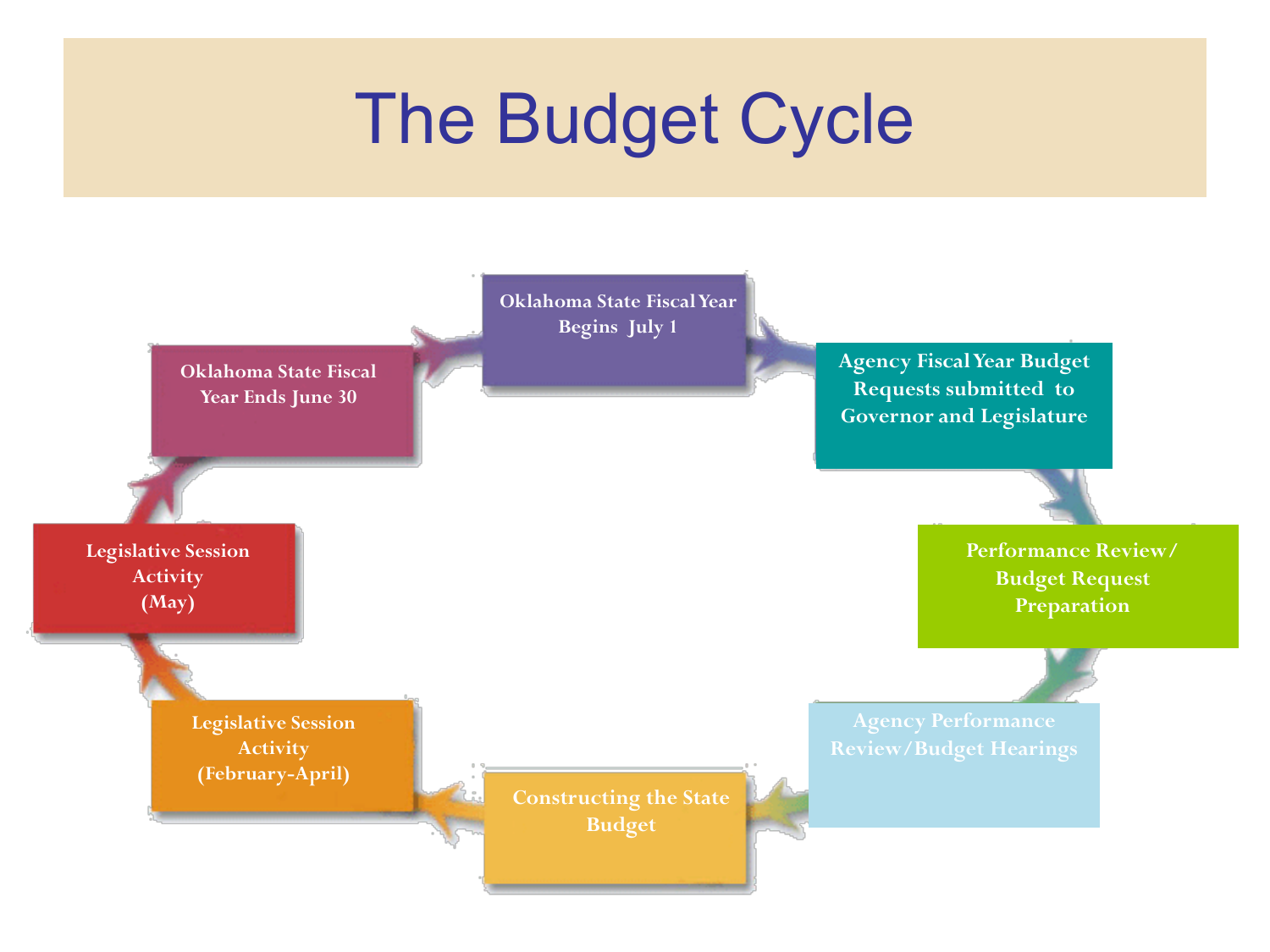# The Budget Cycle

- Oklahoma State Fiscal Year Begins July 1
- Agency Fiscal Year Budget Requests submitted to Governor and Legislature
- Performance Review/ Budget Request Preparation
- Agency Performance Review/Budget Hearings
- Constructing the State Budget
- Legislative Session Activity (February-April)
- Legislative Session Activity (May)
- Oklahoma State Fiscal Year Ends June 30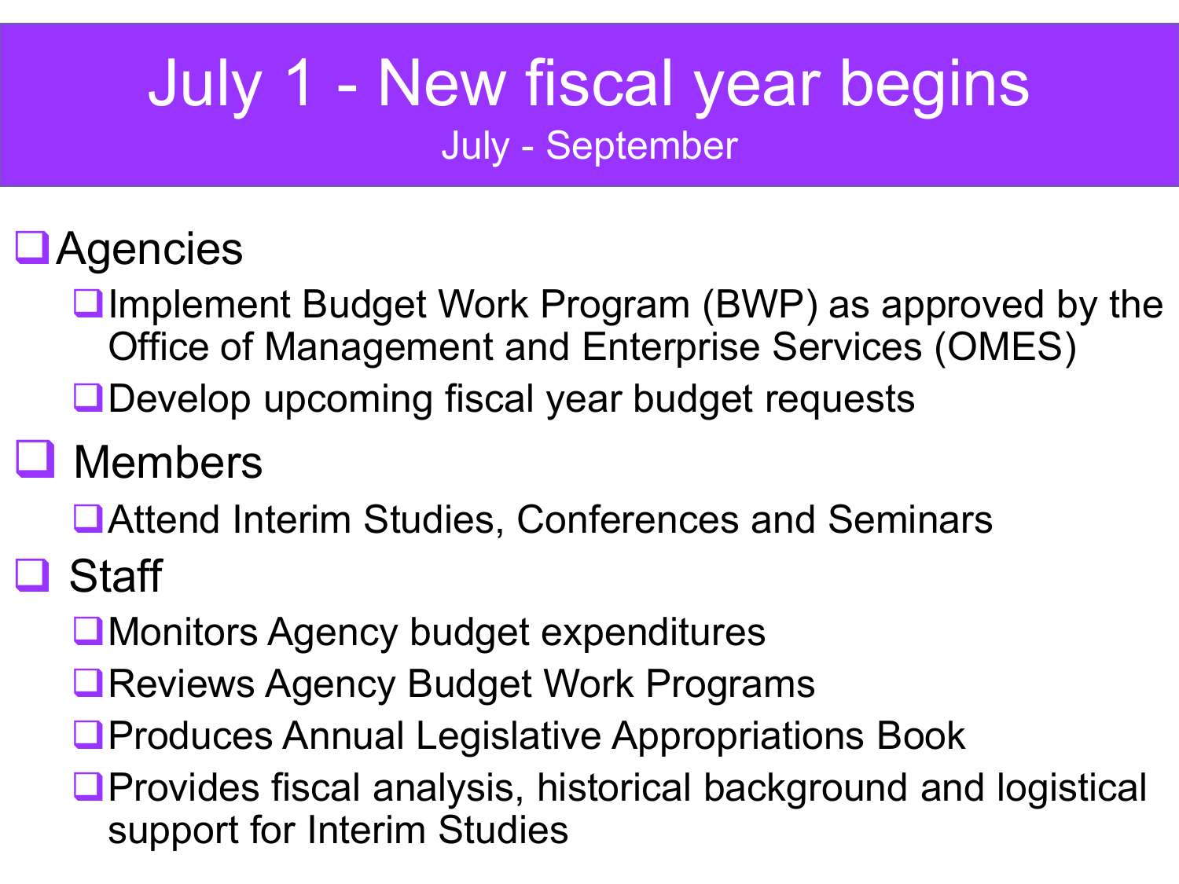# July 1 - New fiscal year begins

## July - September

- Agencies
  - Implement Budget Work Program (BWP) as approved by the Office of Management and Enterprise Services (OMES)
  - Develop upcoming fiscal year budget requests
- Members
  - Attend Interim Studies, Conferences and Seminars
- Staff
  - Monitors Agency budget expenditures
  - Reviews Agency Budget Work Programs
  - Produces Annual Legislative Appropriations Book
  - Provides fiscal analysis, historical background and logistical support for Interim Studies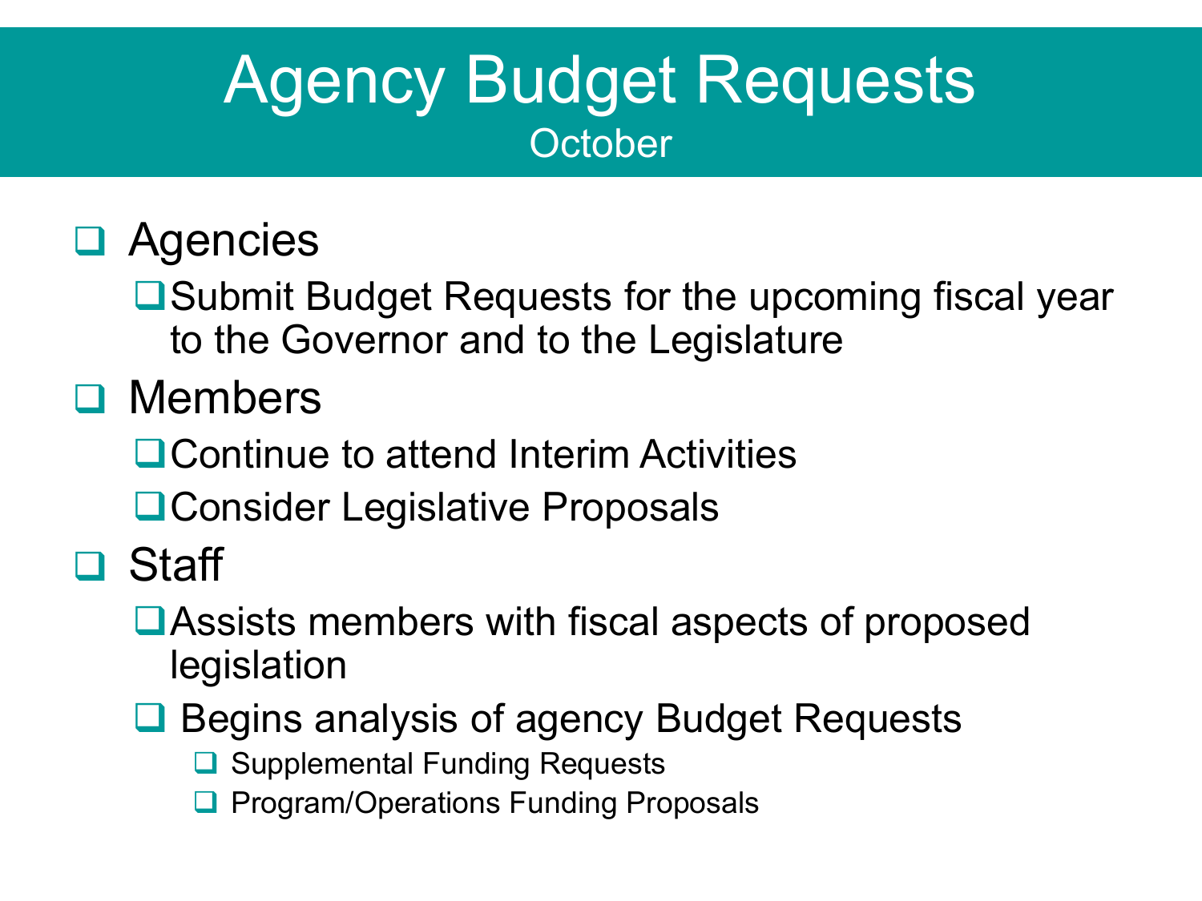# Agency Budget Requests

October

- Agencies
  - Submit Budget Requests for the upcoming fiscal year to the Governor and to the Legislature
- Members
  - Continue to attend Interim Activities
  - Consider Legislative Proposals
- Staff
  - Assists members with fiscal aspects of proposed legislation
  - Begins analysis of agency Budget Requests
    - Supplemental Funding Requests
    - Program/Operations Funding Proposals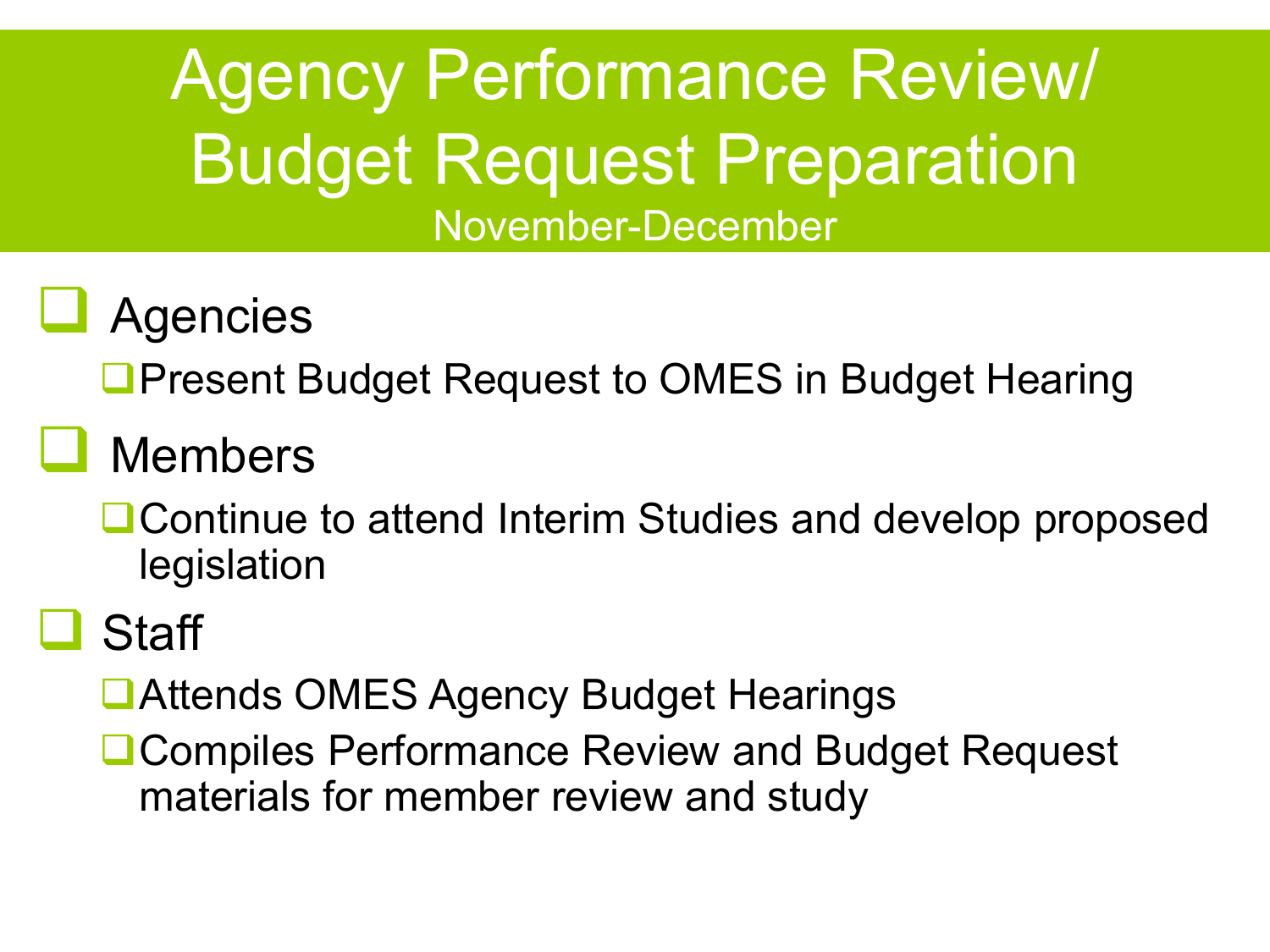# Agency Performance Review/ Budget Request Preparation

November-December

- Agencies
  - Present Budget Request to OMES in Budget Hearing
- Members
  - Continue to attend Interim Studies and develop proposed legislation
- Staff
  - Attends OMES Agency Budget Hearings
  - Compiles Performance Review and Budget Request materials for member review and study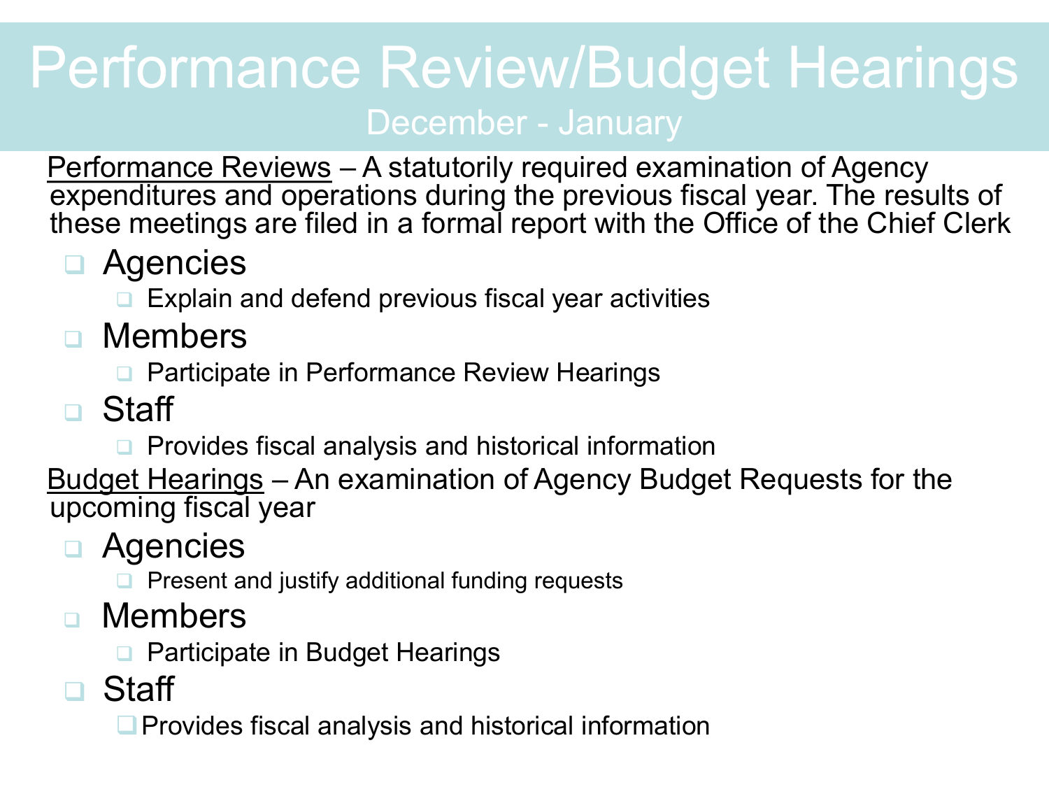# Performance Review/Budget Hearings

## December - January

<u>Performance Reviews</u> – A statutorily required examination of Agency expenditures and operations during the previous fiscal year. The results of these meetings are filed in a formal report with the Office of the Chief Clerk

- Agencies
  - Explain and defend previous fiscal year activities
- Members
  - Participate in Performance Review Hearings
- Staff
  - Provides fiscal analysis and historical information

<u>Budget Hearings</u> – An examination of Agency Budget Requests for the upcoming fiscal year

- Agencies
  - Present and justify additional funding requests
- Members
  - Participate in Budget Hearings
- Staff
  - Provides fiscal analysis and historical information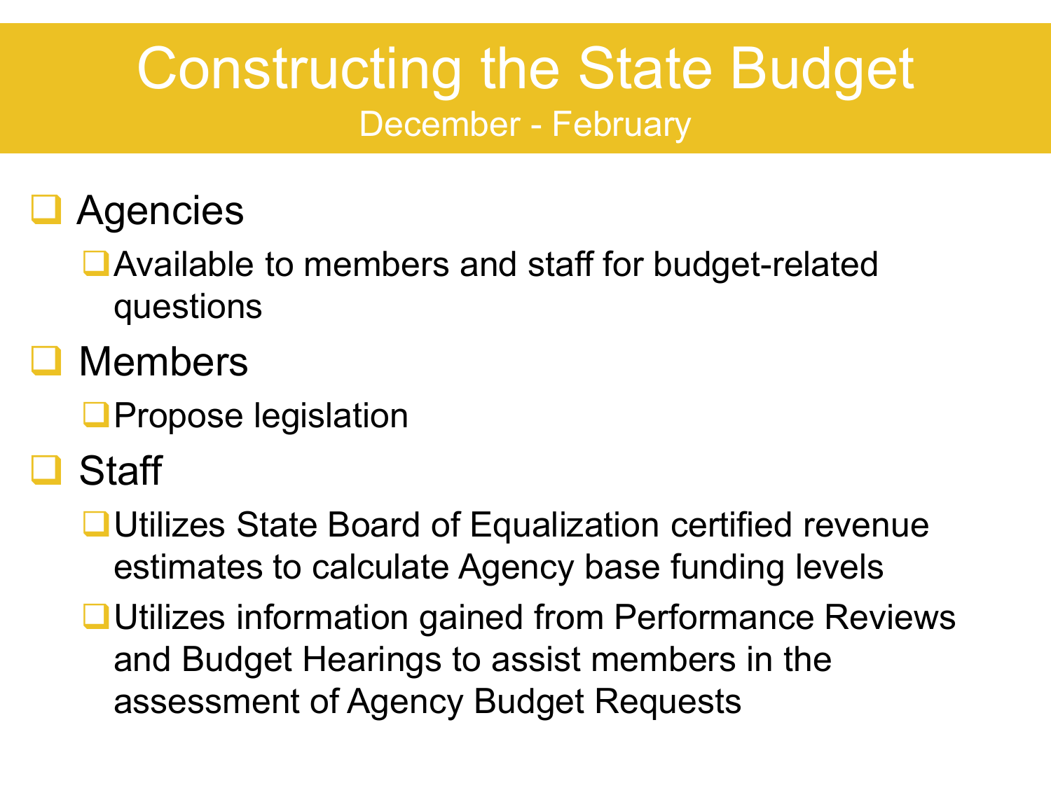# Constructing the State Budget

December - February

- Agencies
  - Available to members and staff for budget-related questions
- Members
  - Propose legislation
- Staff
  - Utilizes State Board of Equalization certified revenue estimates to calculate Agency base funding levels
  - Utilizes information gained from Performance Reviews and Budget Hearings to assist members in the assessment of Agency Budget Requests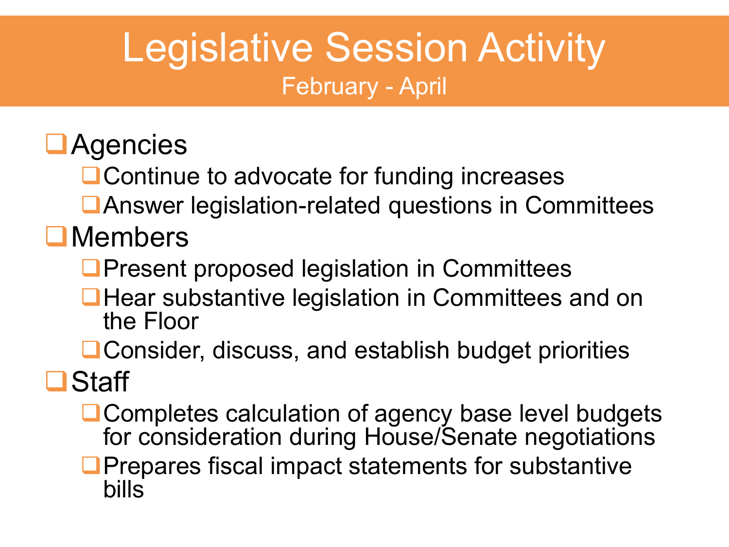# Legislative Session Activity

## February - April

- Agencies
  - Continue to advocate for funding increases
  - Answer legislation-related questions in Committees
- Members
  - Present proposed legislation in Committees
  - Hear substantive legislation in Committees and on the Floor
  - Consider, discuss, and establish budget priorities
- Staff
  - Completes calculation of agency base level budgets for consideration during House/Senate negotiations
  - Prepares fiscal impact statements for substantive bills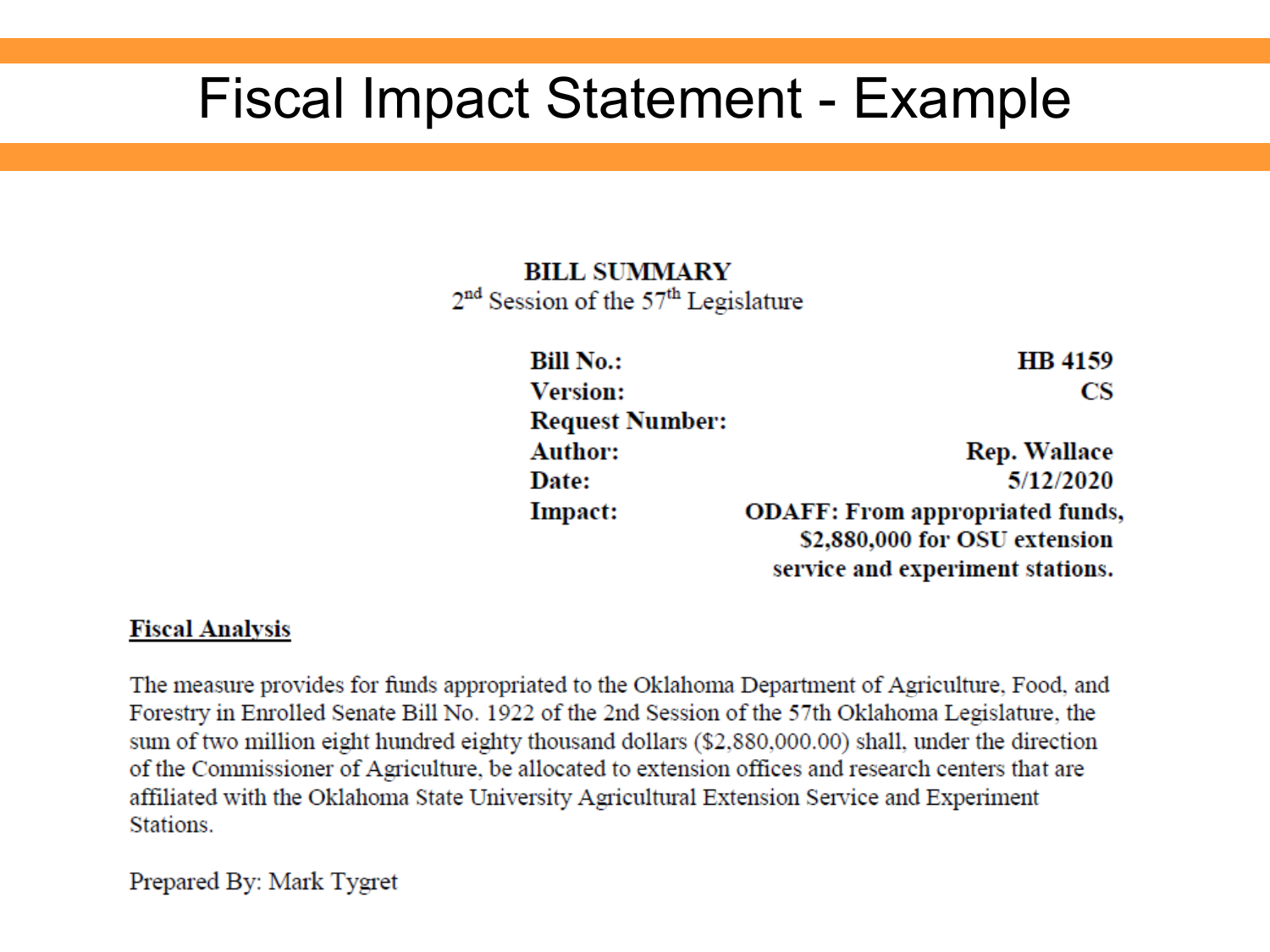# Fiscal Impact Statement - Example

**BILL SUMMARY**

2nd Session of the 57th Legislature

| | |
|---|---|
| **Bill No.:** | **HB 4159** |
| **Version:** | **CS** |
| **Request Number:** | |
| **Author:** | **Rep. Wallace** |
| **Date:** | **5/12/2020** |
| **Impact:** | **ODAFF: From appropriated funds, $2,880,000 for OSU extension service and experiment stations.** |

**Fiscal Analysis**

The measure provides for funds appropriated to the Oklahoma Department of Agriculture, Food, and Forestry in Enrolled Senate Bill No. 1922 of the 2nd Session of the 57th Oklahoma Legislature, the sum of two million eight hundred eighty thousand dollars ($2,880,000.00) shall, under the direction of the Commissioner of Agriculture, be allocated to extension offices and research centers that are affiliated with the Oklahoma State University Agricultural Extension Service and Experiment Stations.

Prepared By: Mark Tygret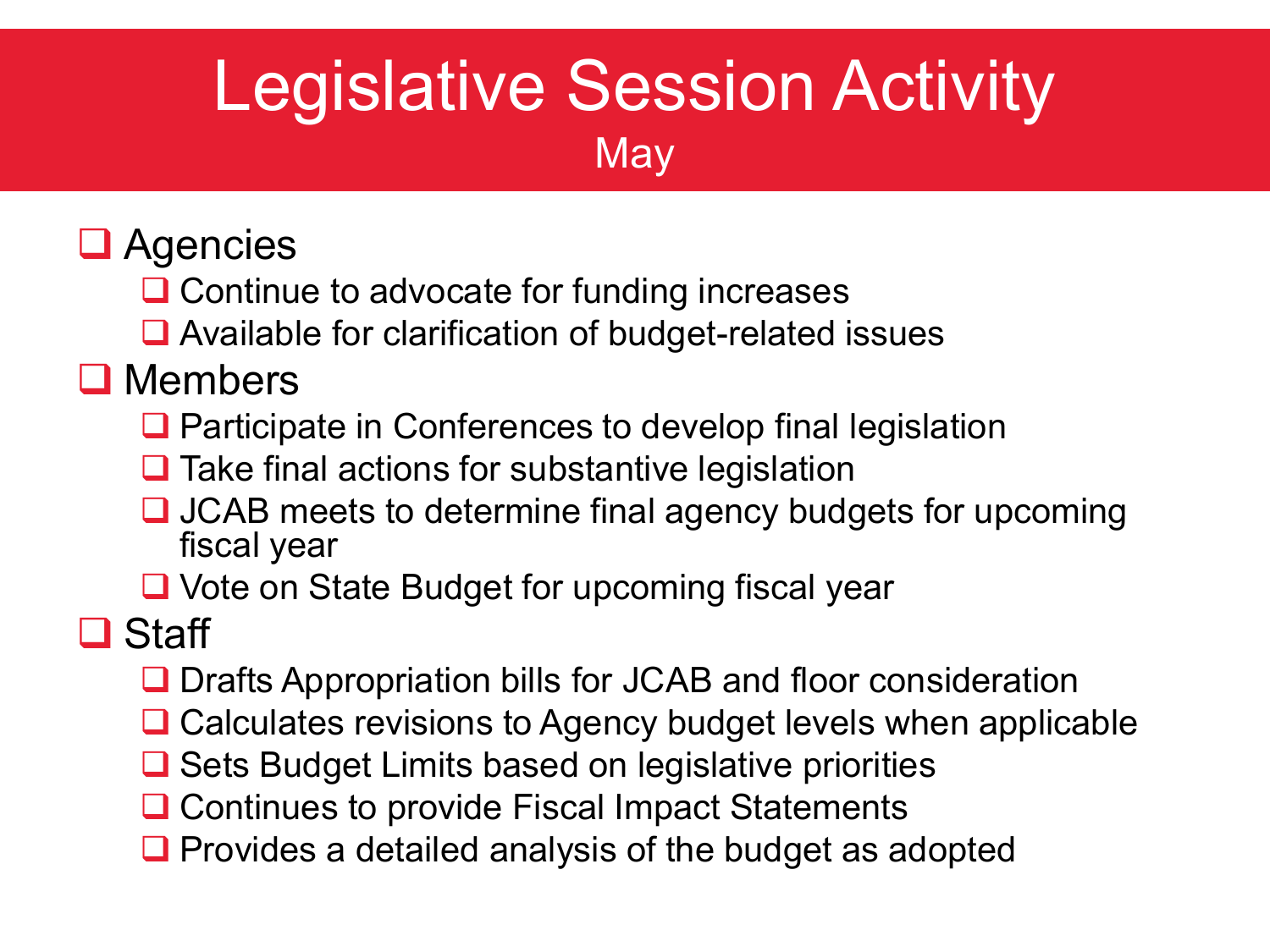# Legislative Session Activity

## May

- Agencies
  - Continue to advocate for funding increases
  - Available for clarification of budget-related issues
- Members
  - Participate in Conferences to develop final legislation
  - Take final actions for substantive legislation
  - JCAB meets to determine final agency budgets for upcoming fiscal year
  - Vote on State Budget for upcoming fiscal year
- Staff
  - Drafts Appropriation bills for JCAB and floor consideration
  - Calculates revisions to Agency budget levels when applicable
  - Sets Budget Limits based on legislative priorities
  - Continues to provide Fiscal Impact Statements
  - Provides a detailed analysis of the budget as adopted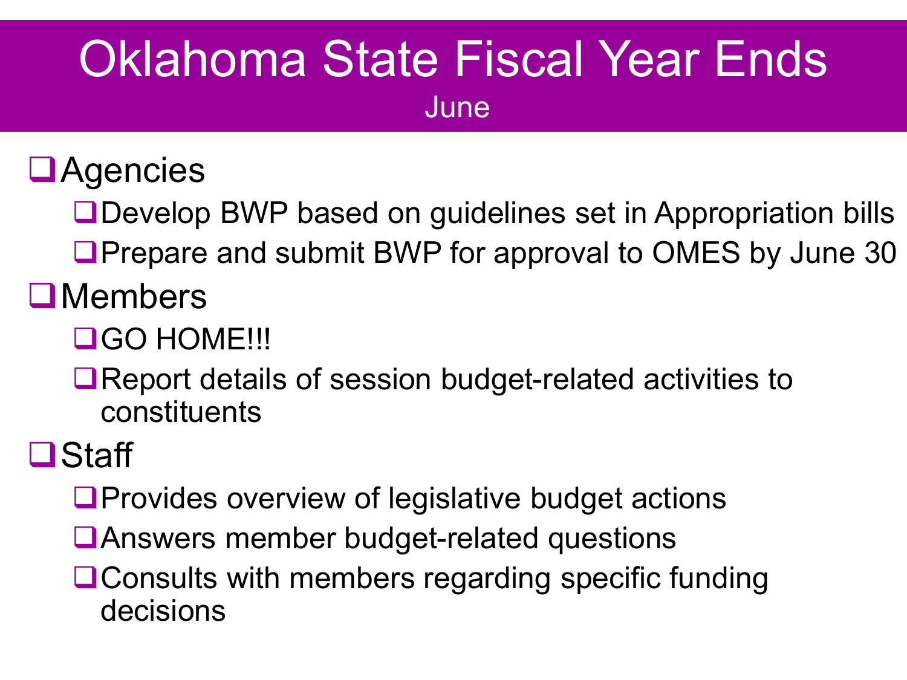# Oklahoma State Fiscal Year Ends

June

- Agencies
  - Develop BWP based on guidelines set in Appropriation bills
  - Prepare and submit BWP for approval to OMES by June 30
- Members
  - GO HOME!!!
  - Report details of session budget-related activities to constituents
- Staff
  - Provides overview of legislative budget actions
  - Answers member budget-related questions
  - Consults with members regarding specific funding decisions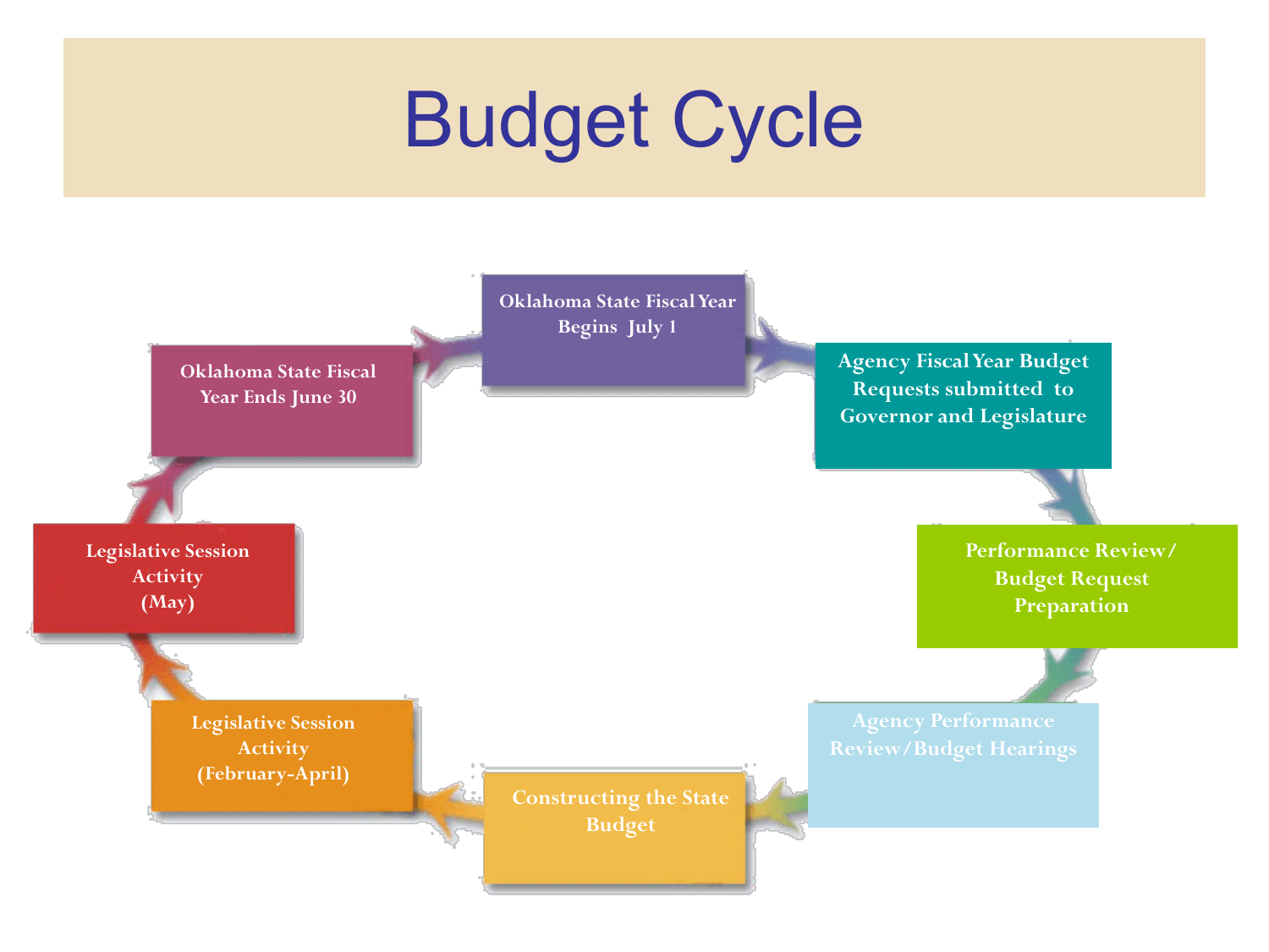# Budget Cycle

Oklahoma State Fiscal Year Begins July 1

Agency Fiscal Year Budget Requests submitted to Governor and Legislature

Performance Review/ Budget Request Preparation

Agency Performance Review/Budget Hearings

Constructing the State Budget

Legislative Session Activity (February-April)

Legislative Session Activity (May)

Oklahoma State Fiscal Year Ends June 30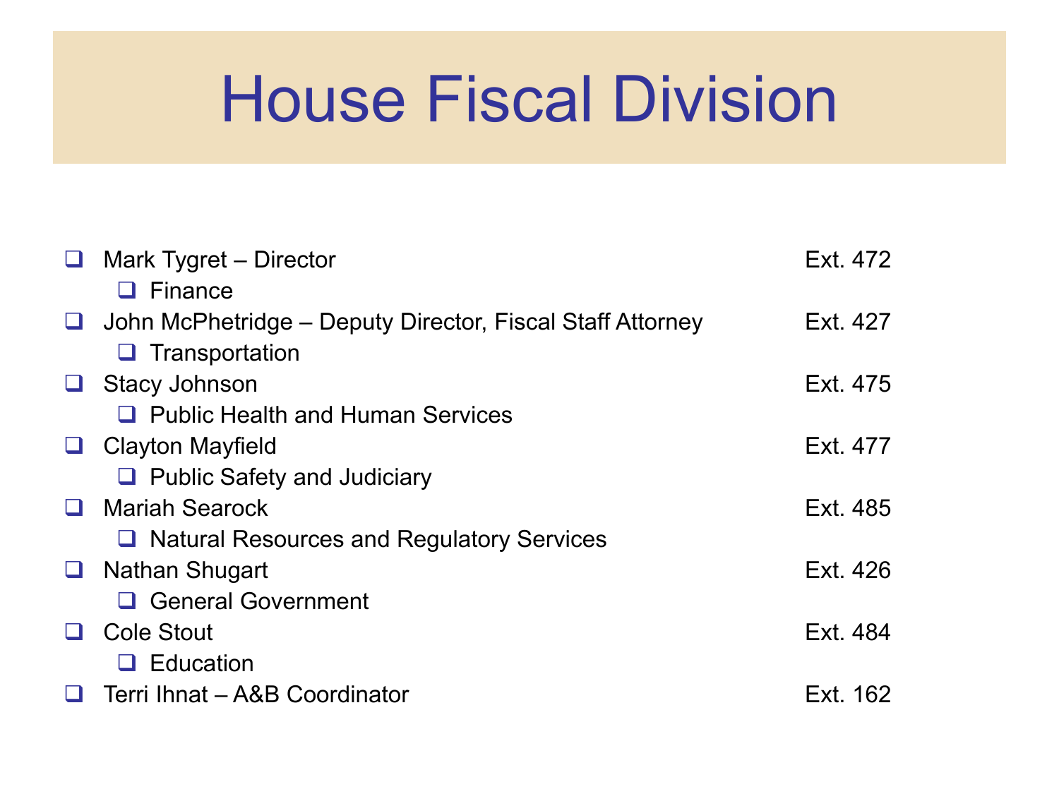# House Fiscal Division

- Mark Tygret – Director Ext. 472
  - Finance
- John McPhetridge – Deputy Director, Fiscal Staff Attorney Ext. 427
  - Transportation
- Stacy Johnson Ext. 475
  - Public Health and Human Services
- Clayton Mayfield Ext. 477
  - Public Safety and Judiciary
- Mariah Searock Ext. 485
  - Natural Resources and Regulatory Services
- Nathan Shugart Ext. 426
  - General Government
- Cole Stout Ext. 484
  - Education
- Terri Ihnat – A&B Coordinator Ext. 162